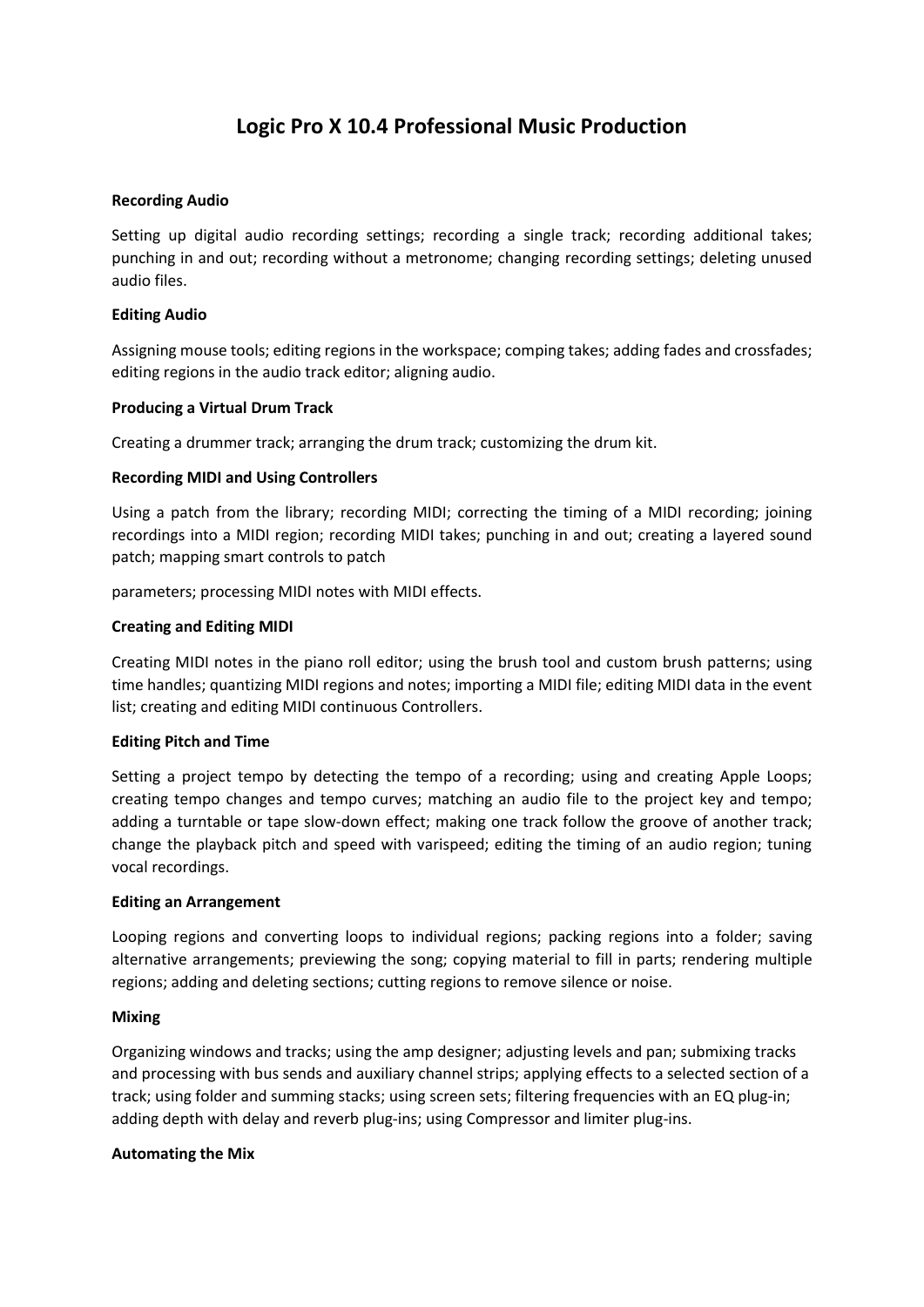# Logic Pro X 10.4 Professional Music Production

**Recording Audio**

Setting up digital audio recording settings; recording a single track; recording additional takes; punching in and out; recording without a metronome; changing recording settings; deleting unused audio files.

**Editing Audio**

Assigning mouse tools; editing regions in the workspace; comping takes; adding fades and crossfades; editing regions in the audio track editor; aligning audio.

**Producing a Virtual Drum Track**

Creating a drummer track; arranging the drum track; customizing the drum kit.

**Recording MIDI and Using Controllers**

Using a patch from the library; recording MIDI; correcting the timing of a MIDI recording; joining recordings into a MIDI region; recording MIDI takes; punching in and out; creating a layered sound patch; mapping smart controls to patch

parameters; processing MIDI notes with MIDI effects.

**Creating and Editing MIDI**

Creating MIDI notes in the piano roll editor; using the brush tool and custom brush patterns; using time handles; quantizing MIDI regions and notes; importing a MIDI file; editing MIDI data in the event list; creating and editing MIDI continuous Controllers.

**Editing Pitch and Time**

Setting a project tempo by detecting the tempo of a recording; using and creating Apple Loops; creating tempo changes and tempo curves; matching an audio file to the project key and tempo; adding a turntable or tape slow-down effect; making one track follow the groove of another track; change the playback pitch and speed with varispeed; editing the timing of an audio region; tuning vocal recordings.

**Editing an Arrangement**

Looping regions and converting loops to individual regions; packing regions into a folder; saving alternative arrangements; previewing the song; copying material to fill in parts; rendering multiple regions; adding and deleting sections; cutting regions to remove silence or noise.

**Mixing**

Organizing windows and tracks; using the amp designer; adjusting levels and pan; submixing tracks and processing with bus sends and auxiliary channel strips; applying effects to a selected section of a track; using folder and summing stacks; using screen sets; filtering frequencies with an EQ plug-in; adding depth with delay and reverb plug-ins; using Compressor and limiter plug-ins.

**Automating the Mix**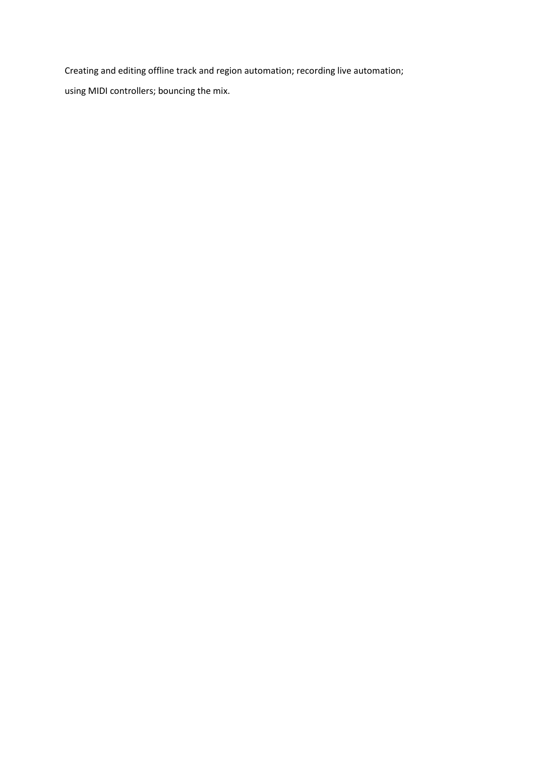Creating and editing offline track and region automation; recording live automation; using MIDI controllers; bouncing the mix.